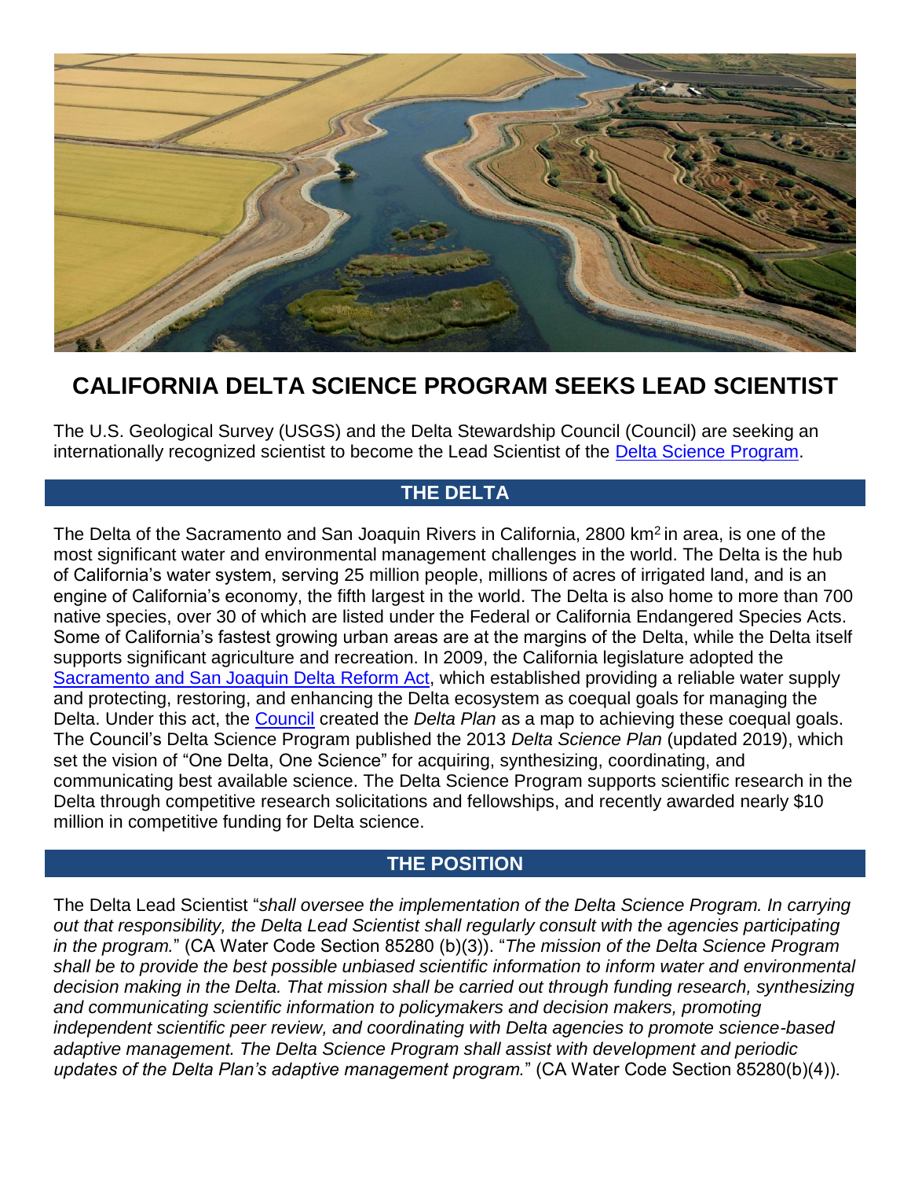# CALIFORNIA DELTA SCIENCE PROGRAM SEEKS LEAD SCIENTIST

The U.S. Geological Survey (USGS) and the Delta Stewardship Council (Council) are seeking an internationally recognized scientist to become the Lead Scientist of the Delta Science Program.

## THE DELTA

The Delta of the Sacramento and San Joaquin Rivers in California, 2800 $km^2$ in area, is one of the most significant water and environmental management challenges in the world. The Delta is the hub of California's water system, serving 25 million people, millions of acres of irrigated land, and is an engine of California's economy, the fifth largest in the world. The Delta is also home to more than 700 native species, over 30 of which are listed under the Federal or California Endangered Species Acts. Some of California's fastest growing urban areas are at the margins of the Delta, while the Delta itself supports significant agriculture and recreation. In 2009, the California legislature adopted the Sacramento and San Joaquin Delta Reform Act, which established providing a reliable water supply and protecting, restoring, and enhancing the Delta ecosystem as coequal goals for managing the Delta. Under this act, the Council created the *Delta Plan* as a map to achieving these coequal goals. The Council's Delta Science Program published the 2013 *Delta Science Plan* (updated 2019), which set the vision of "One Delta, One Science" for acquiring, synthesizing, coordinating, and communicating best available science. The Delta Science Program supports scientific research in the Delta through competitive research solicitations and fellowships, and recently awarded nearly $10 million in competitive funding for Delta science.

## THE POSITION

The Delta Lead Scientist "*shall oversee the implementation of the Delta Science Program. In carrying out that responsibility, the Delta Lead Scientist shall regularly consult with the agencies participating in the program.*" (CA Water Code Section 85280 (b)(3)). "*The mission of the Delta Science Program shall be to provide the best possible unbiased scientific information to inform water and environmental decision making in the Delta. That mission shall be carried out through funding research, synthesizing and communicating scientific information to policymakers and decision makers, promoting independent scientific peer review, and coordinating with Delta agencies to promote science-based adaptive management. The Delta Science Program shall assist with development and periodic updates of the Delta Plan's adaptive management program.*" (CA Water Code Section 85280(b)(4)).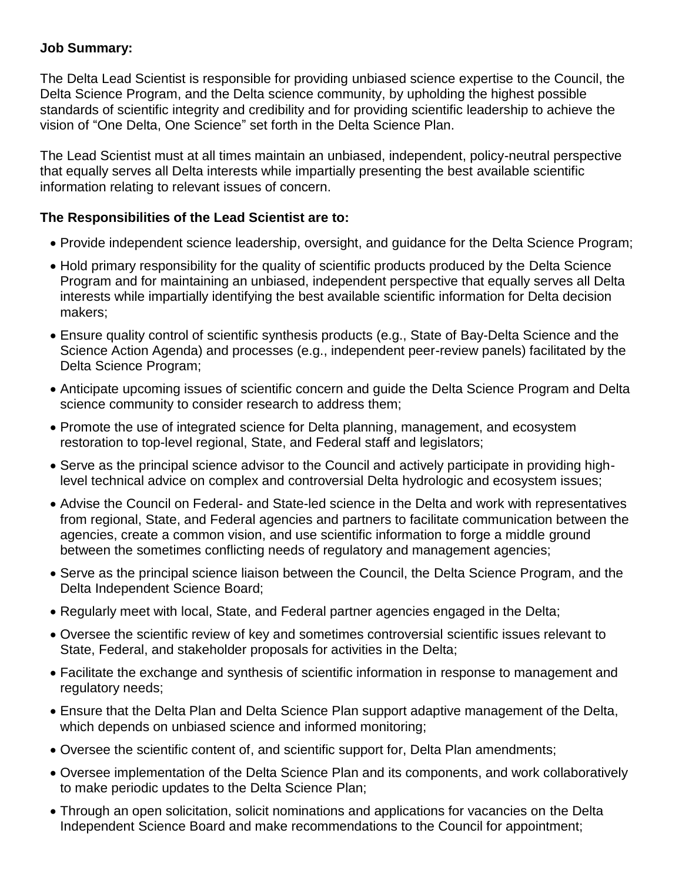**Job Summary:**

The Delta Lead Scientist is responsible for providing unbiased science expertise to the Council, the Delta Science Program, and the Delta science community, by upholding the highest possible standards of scientific integrity and credibility and for providing scientific leadership to achieve the vision of "One Delta, One Science" set forth in the Delta Science Plan.

The Lead Scientist must at all times maintain an unbiased, independent, policy-neutral perspective that equally serves all Delta interests while impartially presenting the best available scientific information relating to relevant issues of concern.

**The Responsibilities of the Lead Scientist are to:**

- Provide independent science leadership, oversight, and guidance for the Delta Science Program;
- Hold primary responsibility for the quality of scientific products produced by the Delta Science Program and for maintaining an unbiased, independent perspective that equally serves all Delta interests while impartially identifying the best available scientific information for Delta decision makers;
- Ensure quality control of scientific synthesis products (e.g., State of Bay-Delta Science and the Science Action Agenda) and processes (e.g., independent peer-review panels) facilitated by the Delta Science Program;
- Anticipate upcoming issues of scientific concern and guide the Delta Science Program and Delta science community to consider research to address them;
- Promote the use of integrated science for Delta planning, management, and ecosystem restoration to top-level regional, State, and Federal staff and legislators;
- Serve as the principal science advisor to the Council and actively participate in providing high-level technical advice on complex and controversial Delta hydrologic and ecosystem issues;
- Advise the Council on Federal- and State-led science in the Delta and work with representatives from regional, State, and Federal agencies and partners to facilitate communication between the agencies, create a common vision, and use scientific information to forge a middle ground between the sometimes conflicting needs of regulatory and management agencies;
- Serve as the principal science liaison between the Council, the Delta Science Program, and the Delta Independent Science Board;
- Regularly meet with local, State, and Federal partner agencies engaged in the Delta;
- Oversee the scientific review of key and sometimes controversial scientific issues relevant to State, Federal, and stakeholder proposals for activities in the Delta;
- Facilitate the exchange and synthesis of scientific information in response to management and regulatory needs;
- Ensure that the Delta Plan and Delta Science Plan support adaptive management of the Delta, which depends on unbiased science and informed monitoring;
- Oversee the scientific content of, and scientific support for, Delta Plan amendments;
- Oversee implementation of the Delta Science Plan and its components, and work collaboratively to make periodic updates to the Delta Science Plan;
- Through an open solicitation, solicit nominations and applications for vacancies on the Delta Independent Science Board and make recommendations to the Council for appointment;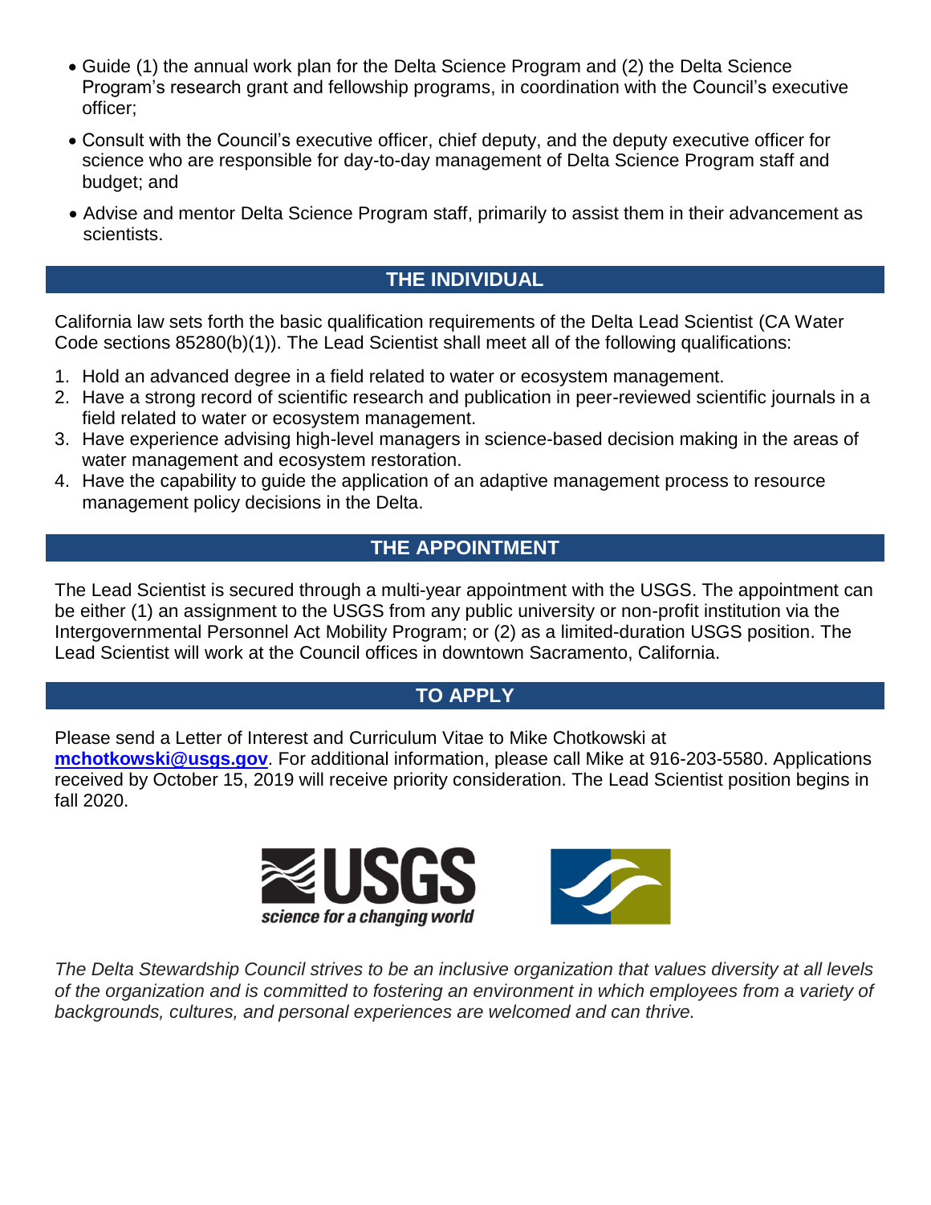- Guide (1) the annual work plan for the Delta Science Program and (2) the Delta Science Program's research grant and fellowship programs, in coordination with the Council's executive officer;
- Consult with the Council's executive officer, chief deputy, and the deputy executive officer for science who are responsible for day-to-day management of Delta Science Program staff and budget; and
- Advise and mentor Delta Science Program staff, primarily to assist them in their advancement as scientists.

## THE INDIVIDUAL

California law sets forth the basic qualification requirements of the Delta Lead Scientist (CA Water Code sections 85280(b)(1)). The Lead Scientist shall meet all of the following qualifications:

1. Hold an advanced degree in a field related to water or ecosystem management.
2. Have a strong record of scientific research and publication in peer-reviewed scientific journals in a field related to water or ecosystem management.
3. Have experience advising high-level managers in science-based decision making in the areas of water management and ecosystem restoration.
4. Have the capability to guide the application of an adaptive management process to resource management policy decisions in the Delta.

## THE APPOINTMENT

The Lead Scientist is secured through a multi-year appointment with the USGS. The appointment can be either (1) an assignment to the USGS from any public university or non-profit institution via the Intergovernmental Personnel Act Mobility Program; or (2) as a limited-duration USGS position. The Lead Scientist will work at the Council offices in downtown Sacramento, California.

## TO APPLY

Please send a Letter of Interest and Curriculum Vitae to Mike Chotkowski at **mchotkowski@usgs.gov**. For additional information, please call Mike at 916-203-5580. Applications received by October 15, 2019 will receive priority consideration. The Lead Scientist position begins in fall 2020.

USGS
science for a changing world

*The Delta Stewardship Council strives to be an inclusive organization that values diversity at all levels of the organization and is committed to fostering an environment in which employees from a variety of backgrounds, cultures, and personal experiences are welcomed and can thrive.*